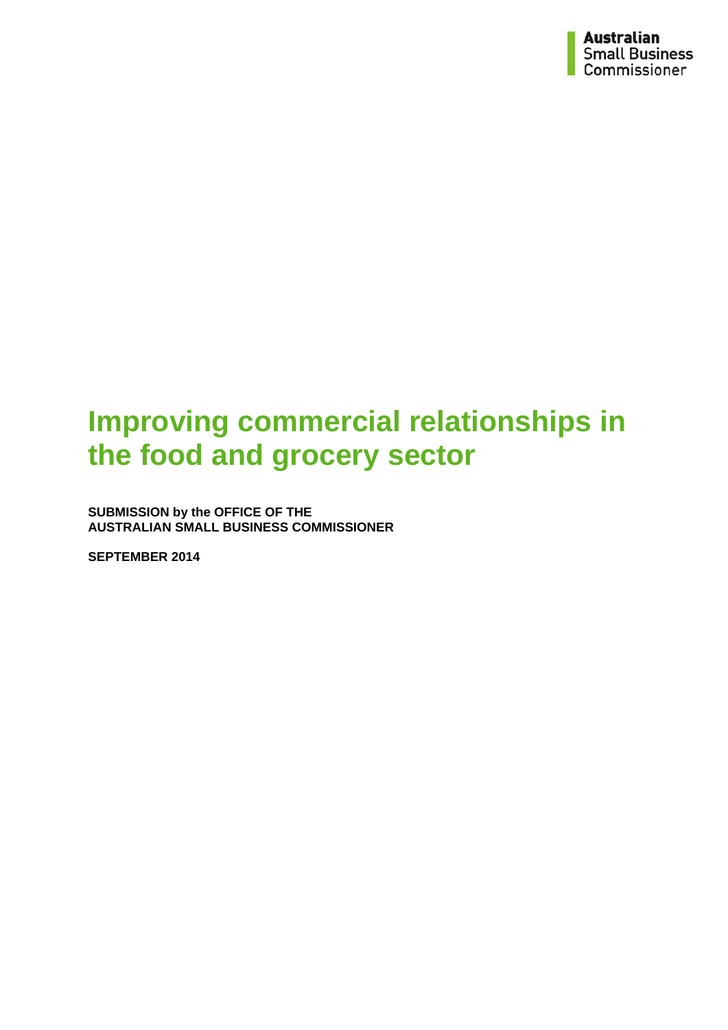Australian
Small Business
Commissioner

# Improving commercial relationships in the food and grocery sector

**SUBMISSION by the OFFICE OF THE AUSTRALIAN SMALL BUSINESS COMMISSIONER**

**SEPTEMBER 2014**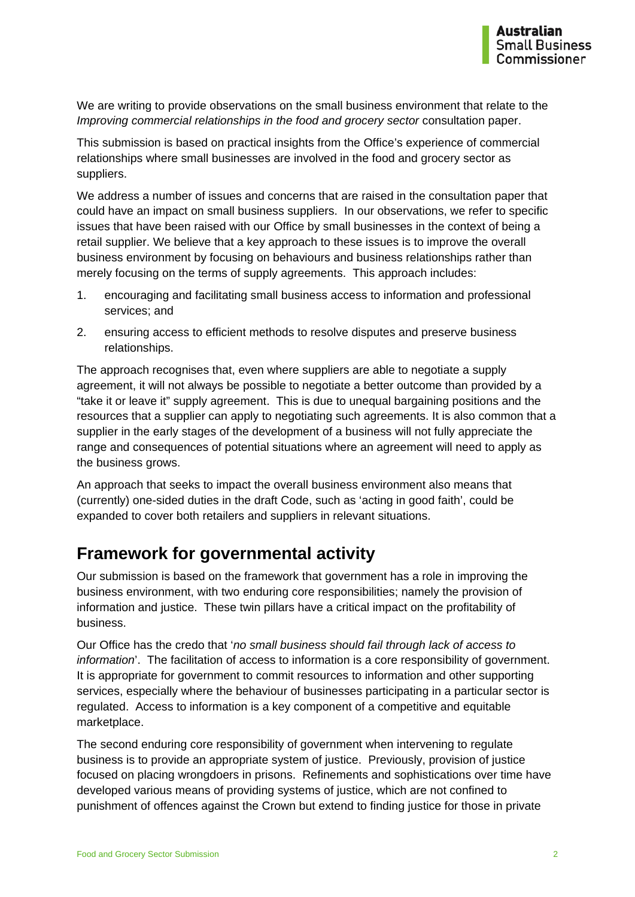We are writing to provide observations on the small business environment that relate to the *Improving commercial relationships in the food and grocery sector* consultation paper.

This submission is based on practical insights from the Office's experience of commercial relationships where small businesses are involved in the food and grocery sector as suppliers.

We address a number of issues and concerns that are raised in the consultation paper that could have an impact on small business suppliers. In our observations, we refer to specific issues that have been raised with our Office by small businesses in the context of being a retail supplier. We believe that a key approach to these issues is to improve the overall business environment by focusing on behaviours and business relationships rather than merely focusing on the terms of supply agreements. This approach includes:

1. encouraging and facilitating small business access to information and professional services; and
2. ensuring access to efficient methods to resolve disputes and preserve business relationships.

The approach recognises that, even where suppliers are able to negotiate a supply agreement, it will not always be possible to negotiate a better outcome than provided by a "take it or leave it" supply agreement. This is due to unequal bargaining positions and the resources that a supplier can apply to negotiating such agreements. It is also common that a supplier in the early stages of the development of a business will not fully appreciate the range and consequences of potential situations where an agreement will need to apply as the business grows.

An approach that seeks to impact the overall business environment also means that (currently) one-sided duties in the draft Code, such as 'acting in good faith', could be expanded to cover both retailers and suppliers in relevant situations.

## Framework for governmental activity

Our submission is based on the framework that government has a role in improving the business environment, with two enduring core responsibilities; namely the provision of information and justice. These twin pillars have a critical impact on the profitability of business.

Our Office has the credo that '*no small business should fail through lack of access to information*'. The facilitation of access to information is a core responsibility of government. It is appropriate for government to commit resources to information and other supporting services, especially where the behaviour of businesses participating in a particular sector is regulated. Access to information is a key component of a competitive and equitable marketplace.

The second enduring core responsibility of government when intervening to regulate business is to provide an appropriate system of justice. Previously, provision of justice focused on placing wrongdoers in prisons. Refinements and sophistications over time have developed various means of providing systems of justice, which are not confined to punishment of offences against the Crown but extend to finding justice for those in private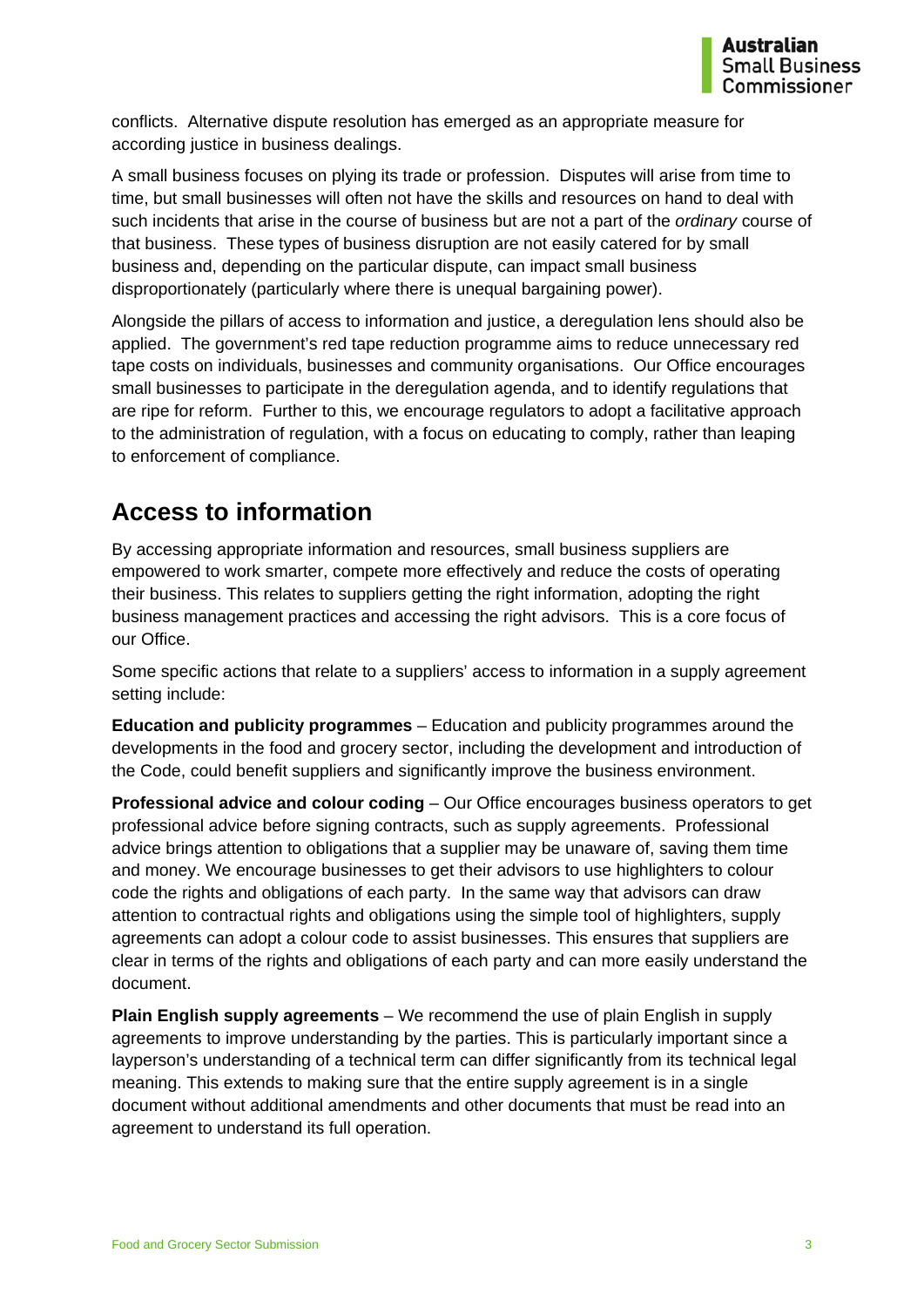conflicts. Alternative dispute resolution has emerged as an appropriate measure for according justice in business dealings.

A small business focuses on plying its trade or profession. Disputes will arise from time to time, but small businesses will often not have the skills and resources on hand to deal with such incidents that arise in the course of business but are not a part of the *ordinary* course of that business. These types of business disruption are not easily catered for by small business and, depending on the particular dispute, can impact small business disproportionately (particularly where there is unequal bargaining power).

Alongside the pillars of access to information and justice, a deregulation lens should also be applied. The government's red tape reduction programme aims to reduce unnecessary red tape costs on individuals, businesses and community organisations. Our Office encourages small businesses to participate in the deregulation agenda, and to identify regulations that are ripe for reform. Further to this, we encourage regulators to adopt a facilitative approach to the administration of regulation, with a focus on educating to comply, rather than leaping to enforcement of compliance.

## Access to information

By accessing appropriate information and resources, small business suppliers are empowered to work smarter, compete more effectively and reduce the costs of operating their business. This relates to suppliers getting the right information, adopting the right business management practices and accessing the right advisors. This is a core focus of our Office.

Some specific actions that relate to a suppliers' access to information in a supply agreement setting include:

**Education and publicity programmes** – Education and publicity programmes around the developments in the food and grocery sector, including the development and introduction of the Code, could benefit suppliers and significantly improve the business environment.

**Professional advice and colour coding** – Our Office encourages business operators to get professional advice before signing contracts, such as supply agreements. Professional advice brings attention to obligations that a supplier may be unaware of, saving them time and money. We encourage businesses to get their advisors to use highlighters to colour code the rights and obligations of each party. In the same way that advisors can draw attention to contractual rights and obligations using the simple tool of highlighters, supply agreements can adopt a colour code to assist businesses. This ensures that suppliers are clear in terms of the rights and obligations of each party and can more easily understand the document.

**Plain English supply agreements** – We recommend the use of plain English in supply agreements to improve understanding by the parties. This is particularly important since a layperson's understanding of a technical term can differ significantly from its technical legal meaning. This extends to making sure that the entire supply agreement is in a single document without additional amendments and other documents that must be read into an agreement to understand its full operation.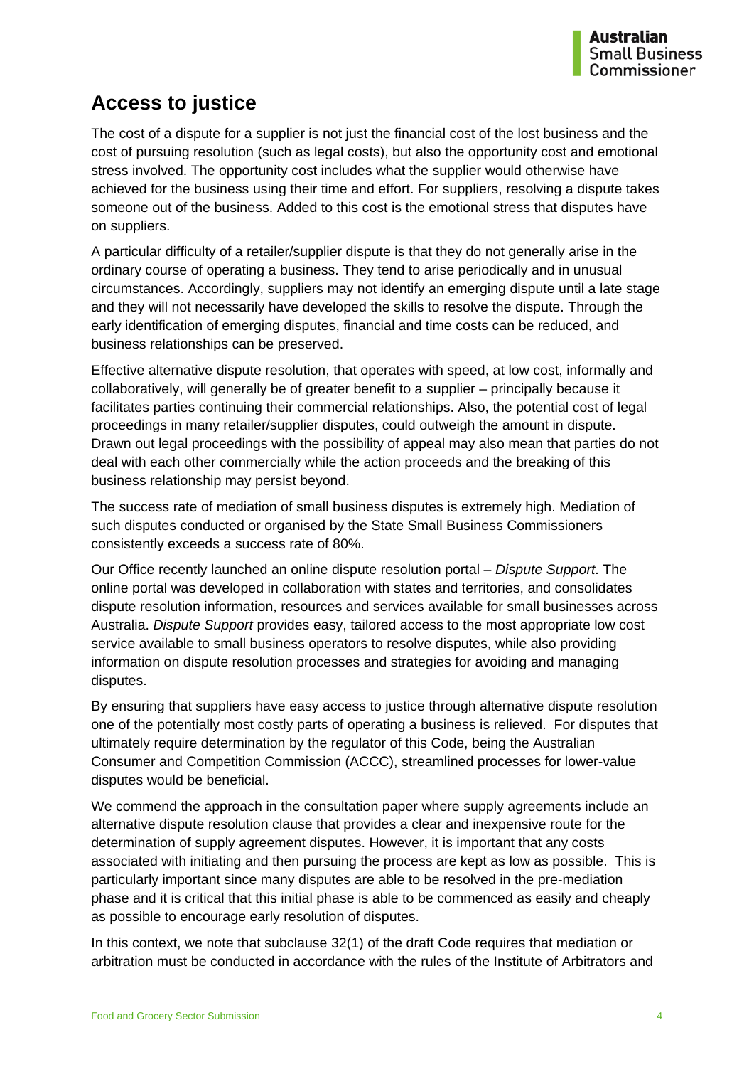## Access to justice

The cost of a dispute for a supplier is not just the financial cost of the lost business and the cost of pursuing resolution (such as legal costs), but also the opportunity cost and emotional stress involved. The opportunity cost includes what the supplier would otherwise have achieved for the business using their time and effort. For suppliers, resolving a dispute takes someone out of the business. Added to this cost is the emotional stress that disputes have on suppliers.

A particular difficulty of a retailer/supplier dispute is that they do not generally arise in the ordinary course of operating a business. They tend to arise periodically and in unusual circumstances. Accordingly, suppliers may not identify an emerging dispute until a late stage and they will not necessarily have developed the skills to resolve the dispute. Through the early identification of emerging disputes, financial and time costs can be reduced, and business relationships can be preserved.

Effective alternative dispute resolution, that operates with speed, at low cost, informally and collaboratively, will generally be of greater benefit to a supplier – principally because it facilitates parties continuing their commercial relationships. Also, the potential cost of legal proceedings in many retailer/supplier disputes, could outweigh the amount in dispute. Drawn out legal proceedings with the possibility of appeal may also mean that parties do not deal with each other commercially while the action proceeds and the breaking of this business relationship may persist beyond.

The success rate of mediation of small business disputes is extremely high. Mediation of such disputes conducted or organised by the State Small Business Commissioners consistently exceeds a success rate of 80%.

Our Office recently launched an online dispute resolution portal – *Dispute Support*. The online portal was developed in collaboration with states and territories, and consolidates dispute resolution information, resources and services available for small businesses across Australia. *Dispute Support* provides easy, tailored access to the most appropriate low cost service available to small business operators to resolve disputes, while also providing information on dispute resolution processes and strategies for avoiding and managing disputes.

By ensuring that suppliers have easy access to justice through alternative dispute resolution one of the potentially most costly parts of operating a business is relieved. For disputes that ultimately require determination by the regulator of this Code, being the Australian Consumer and Competition Commission (ACCC), streamlined processes for lower-value disputes would be beneficial.

We commend the approach in the consultation paper where supply agreements include an alternative dispute resolution clause that provides a clear and inexpensive route for the determination of supply agreement disputes. However, it is important that any costs associated with initiating and then pursuing the process are kept as low as possible. This is particularly important since many disputes are able to be resolved in the pre-mediation phase and it is critical that this initial phase is able to be commenced as easily and cheaply as possible to encourage early resolution of disputes.

In this context, we note that subclause 32(1) of the draft Code requires that mediation or arbitration must be conducted in accordance with the rules of the Institute of Arbitrators and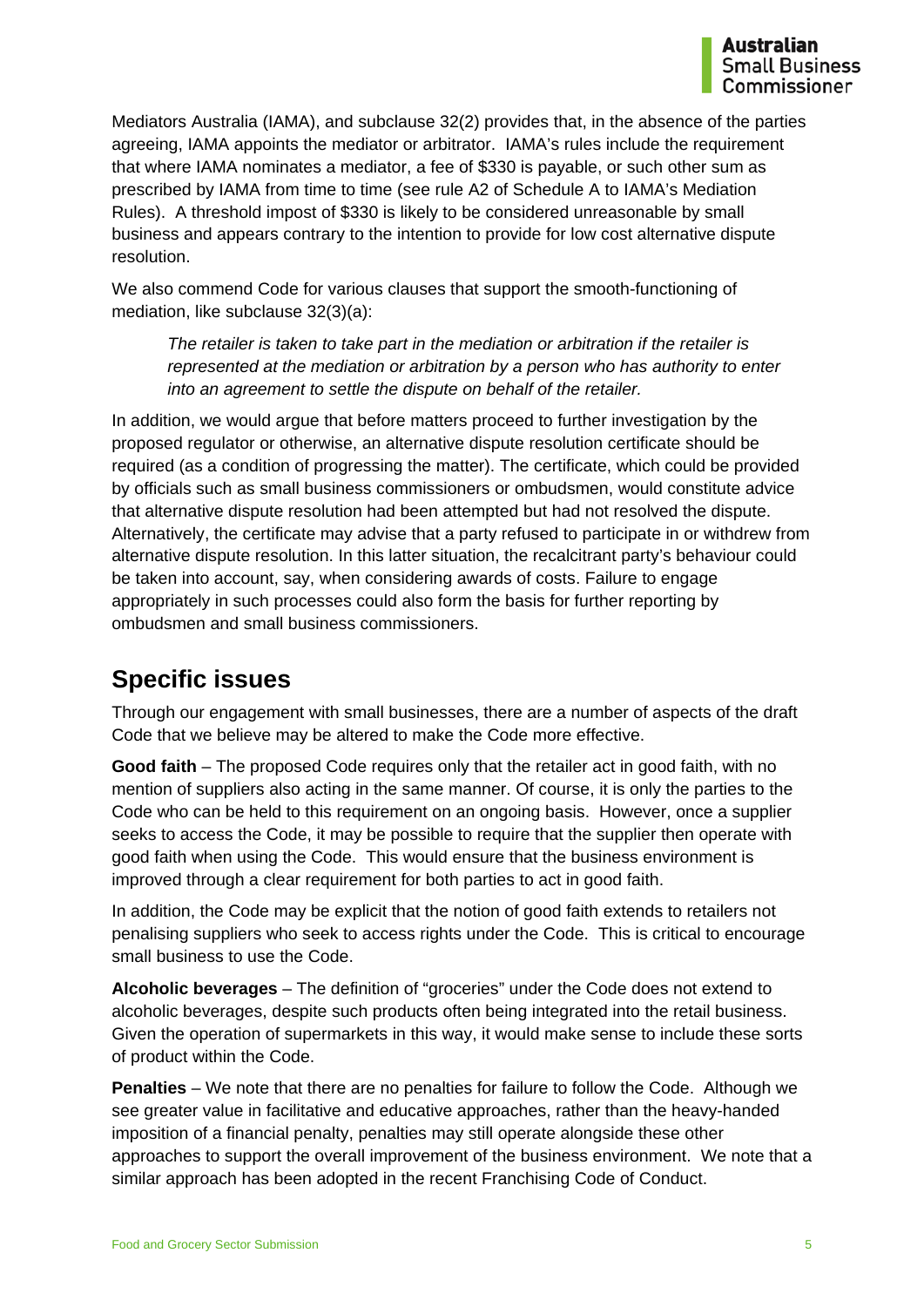Mediators Australia (IAMA), and subclause 32(2) provides that, in the absence of the parties agreeing, IAMA appoints the mediator or arbitrator. IAMA's rules include the requirement that where IAMA nominates a mediator, a fee of $330 is payable, or such other sum as prescribed by IAMA from time to time (see rule A2 of Schedule A to IAMA's Mediation Rules). A threshold impost of $330 is likely to be considered unreasonable by small business and appears contrary to the intention to provide for low cost alternative dispute resolution.

We also commend Code for various clauses that support the smooth-functioning of mediation, like subclause 32(3)(a):

> *The retailer is taken to take part in the mediation or arbitration if the retailer is represented at the mediation or arbitration by a person who has authority to enter into an agreement to settle the dispute on behalf of the retailer.*

In addition, we would argue that before matters proceed to further investigation by the proposed regulator or otherwise, an alternative dispute resolution certificate should be required (as a condition of progressing the matter). The certificate, which could be provided by officials such as small business commissioners or ombudsmen, would constitute advice that alternative dispute resolution had been attempted but had not resolved the dispute. Alternatively, the certificate may advise that a party refused to participate in or withdrew from alternative dispute resolution. In this latter situation, the recalcitrant party's behaviour could be taken into account, say, when considering awards of costs. Failure to engage appropriately in such processes could also form the basis for further reporting by ombudsmen and small business commissioners.

## Specific issues

Through our engagement with small businesses, there are a number of aspects of the draft Code that we believe may be altered to make the Code more effective.

**Good faith** – The proposed Code requires only that the retailer act in good faith, with no mention of suppliers also acting in the same manner. Of course, it is only the parties to the Code who can be held to this requirement on an ongoing basis. However, once a supplier seeks to access the Code, it may be possible to require that the supplier then operate with good faith when using the Code. This would ensure that the business environment is improved through a clear requirement for both parties to act in good faith.

In addition, the Code may be explicit that the notion of good faith extends to retailers not penalising suppliers who seek to access rights under the Code. This is critical to encourage small business to use the Code.

**Alcoholic beverages** – The definition of "groceries" under the Code does not extend to alcoholic beverages, despite such products often being integrated into the retail business. Given the operation of supermarkets in this way, it would make sense to include these sorts of product within the Code.

**Penalties** – We note that there are no penalties for failure to follow the Code. Although we see greater value in facilitative and educative approaches, rather than the heavy-handed imposition of a financial penalty, penalties may still operate alongside these other approaches to support the overall improvement of the business environment. We note that a similar approach has been adopted in the recent Franchising Code of Conduct.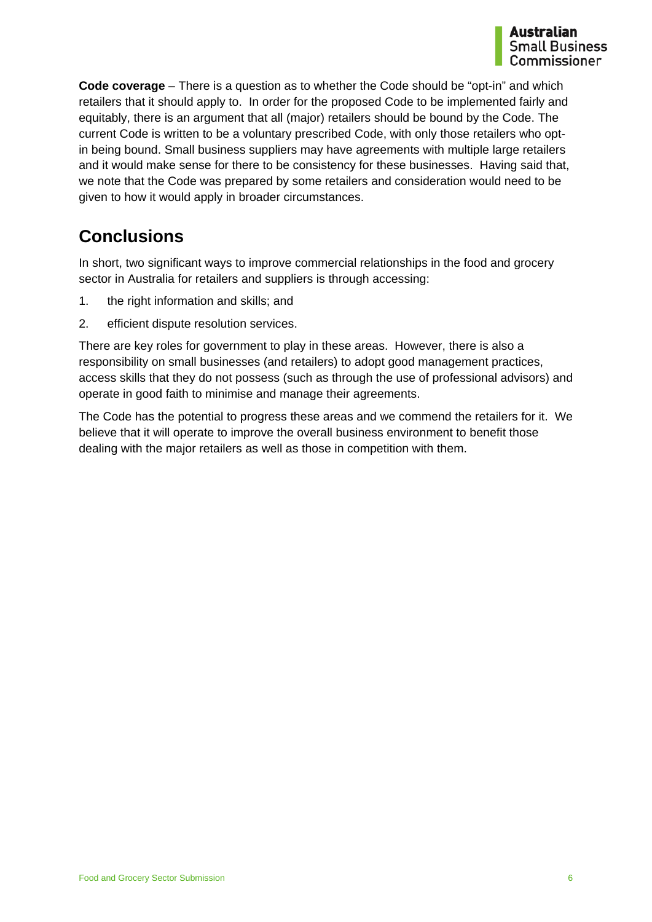**Code coverage** – There is a question as to whether the Code should be "opt-in" and which retailers that it should apply to. In order for the proposed Code to be implemented fairly and equitably, there is an argument that all (major) retailers should be bound by the Code. The current Code is written to be a voluntary prescribed Code, with only those retailers who opt-in being bound. Small business suppliers may have agreements with multiple large retailers and it would make sense for there to be consistency for these businesses. Having said that, we note that the Code was prepared by some retailers and consideration would need to be given to how it would apply in broader circumstances.

## Conclusions

In short, two significant ways to improve commercial relationships in the food and grocery sector in Australia for retailers and suppliers is through accessing:

1. the right information and skills; and
2. efficient dispute resolution services.

There are key roles for government to play in these areas. However, there is also a responsibility on small businesses (and retailers) to adopt good management practices, access skills that they do not possess (such as through the use of professional advisors) and operate in good faith to minimise and manage their agreements.

The Code has the potential to progress these areas and we commend the retailers for it. We believe that it will operate to improve the overall business environment to benefit those dealing with the major retailers as well as those in competition with them.